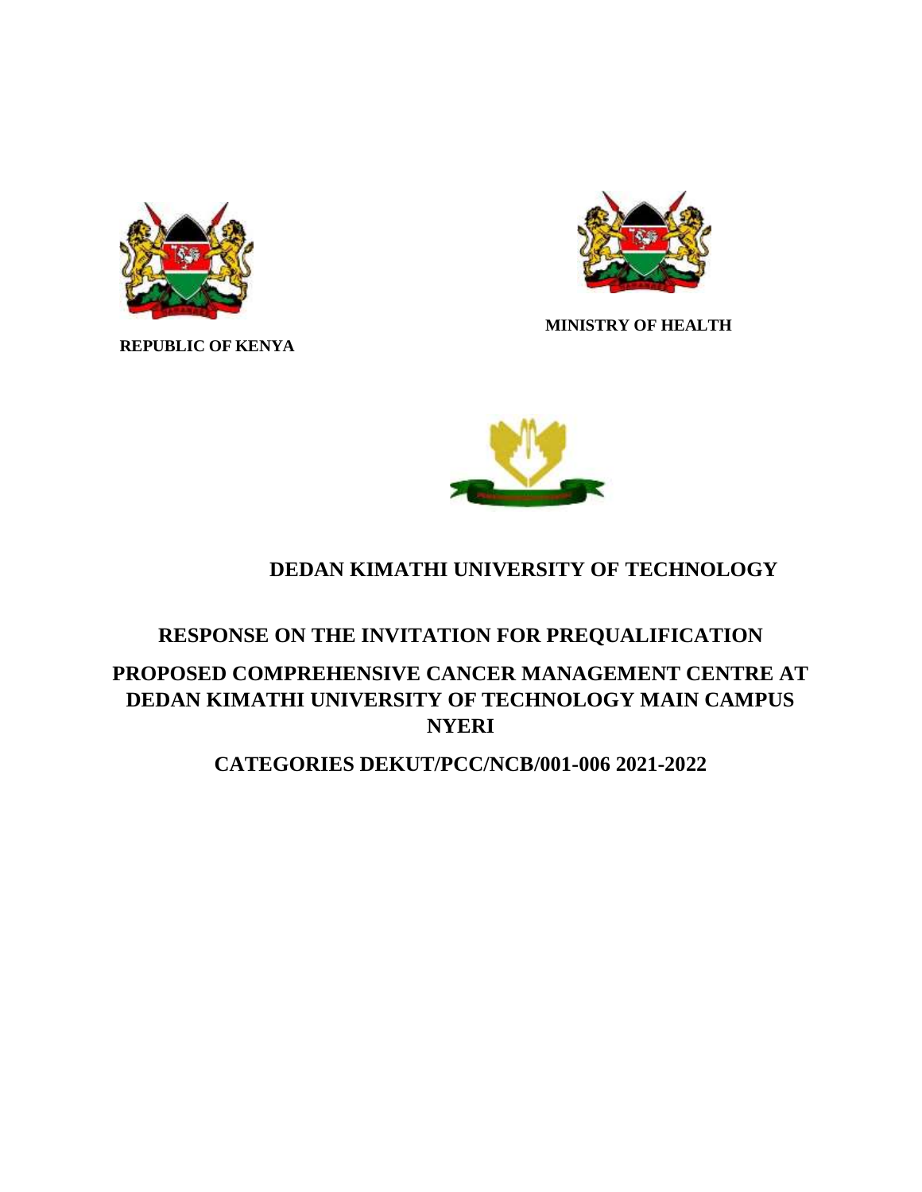**REPUBLIC OF KENYA**

**MINISTRY OF HEALTH**

# DEDAN KIMATHI UNIVERSITY OF TECHNOLOGY

## RESPONSE ON THE INVITATION FOR PREQUALIFICATION

## PROPOSED COMPREHENSIVE CANCER MANAGEMENT CENTRE AT DEDAN KIMATHI UNIVERSITY OF TECHNOLOGY MAIN CAMPUS NYERI

## CATEGORIES DEKUT/PCC/NCB/001-006 2021-2022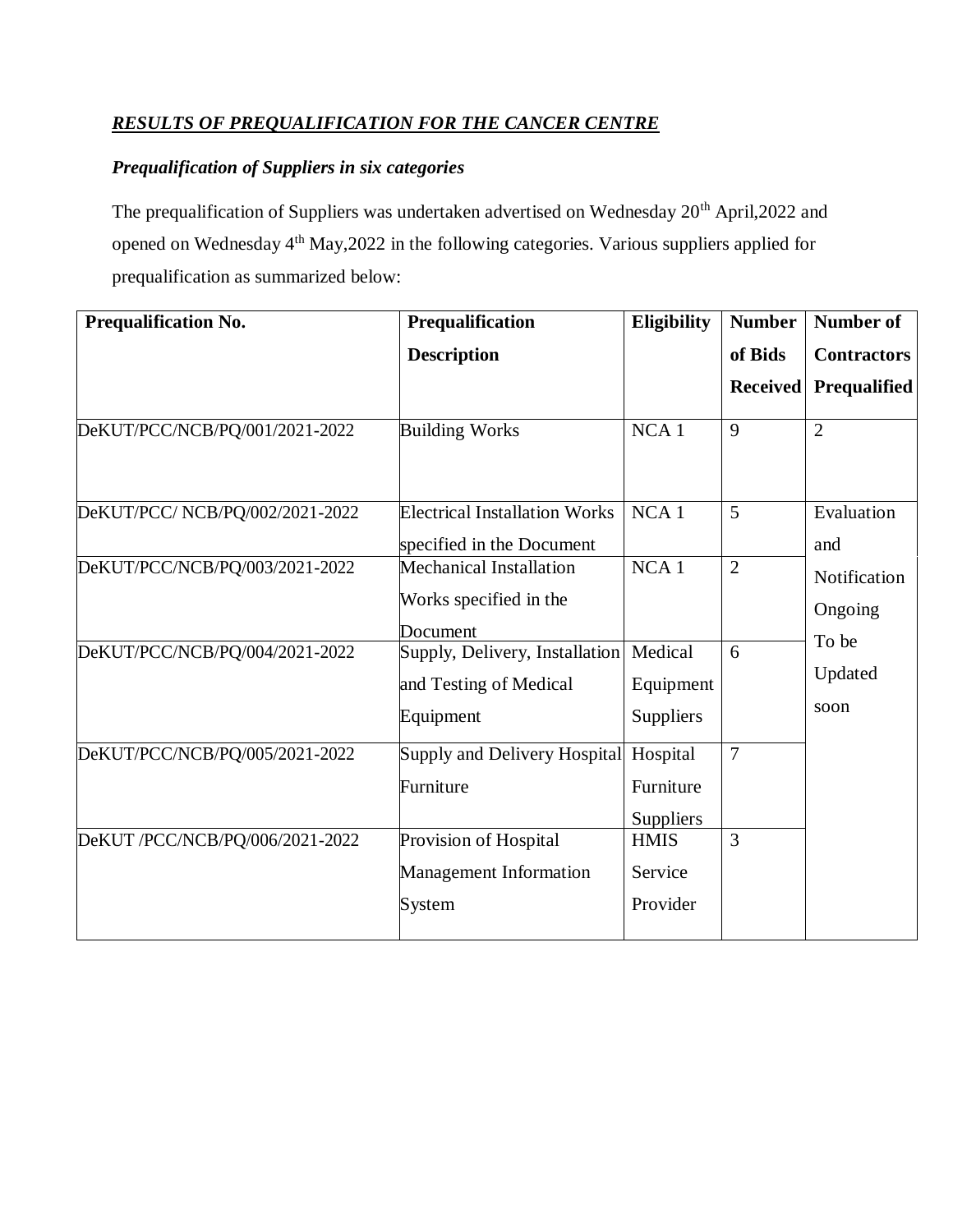***RESULTS OF PREQUALIFICATION FOR THE CANCER CENTRE***

***Prequalification of Suppliers in six categories***

The prequalification of Suppliers was undertaken advertised on Wednesday 20th April,2022 and opened on Wednesday 4th May,2022 in the following categories. Various suppliers applied for prequalification as summarized below:

| **Prequalification No.** | **Prequalification Description** | **Eligibility** | **Number of Bids Received** | **Number of Contractors Prequalified** |
|---|---|---|---|---|
| DeKUT/PCC/NCB/PQ/001/2021-2022 | Building Works | NCA 1 | 9 | 2 |
| DeKUT/PCC/ NCB/PQ/002/2021-2022 | Electrical Installation Works specified in the Document | NCA 1 | 5 | Evaluation and Notification Ongoing To be Updated soon |
| DeKUT/PCC/NCB/PQ/003/2021-2022 | Mechanical Installation Works specified in the Document | NCA 1 | 2 | |
| DeKUT/PCC/NCB/PQ/004/2021-2022 | Supply, Delivery, Installation and Testing of Medical Equipment | Medical Equipment Suppliers | 6 | |
| DeKUT/PCC/NCB/PQ/005/2021-2022 | Supply and Delivery Hospital Furniture | Hospital Furniture Suppliers | 7 | |
| DeKUT /PCC/NCB/PQ/006/2021-2022 | Provision of Hospital Management Information System | HMIS Service Provider | 3 | |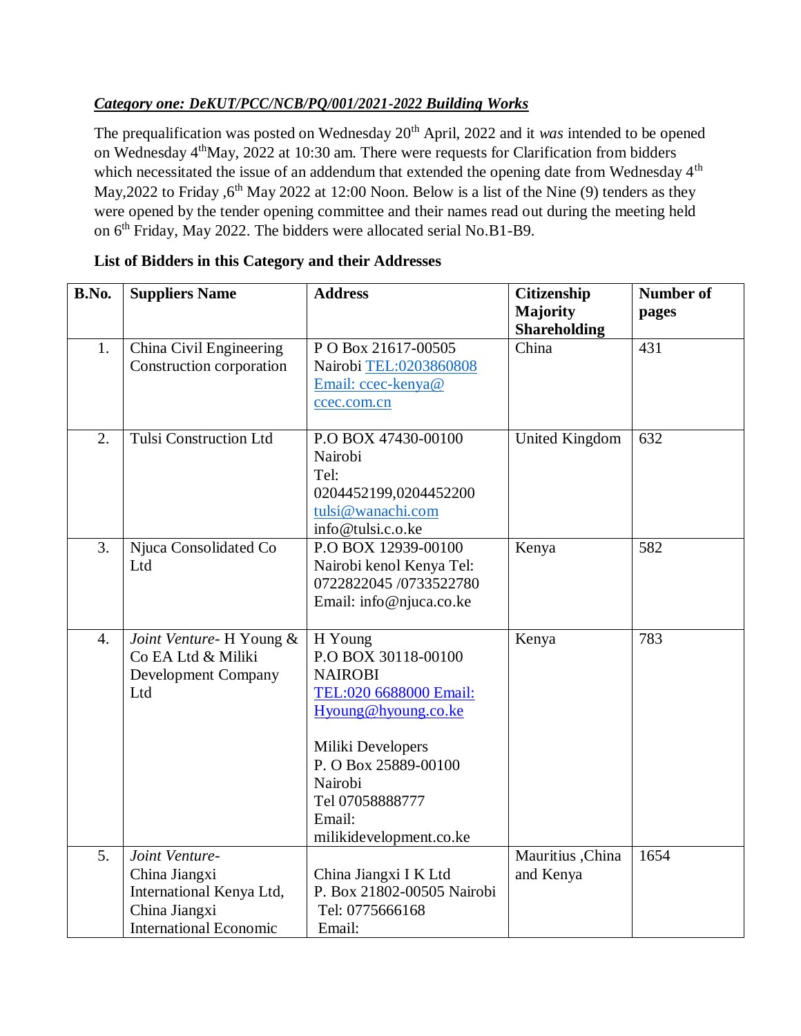***Category one: DeKUT/PCC/NCB/PQ/001/2021-2022 Building Works***

The prequalification was posted on Wednesday 20th April, 2022 and it *was* intended to be opened on Wednesday 4thMay, 2022 at 10:30 am. There were requests for Clarification from bidders which necessitated the issue of an addendum that extended the opening date from Wednesday 4th May,2022 to Friday ,6th May 2022 at 12:00 Noon. Below is a list of the Nine (9) tenders as they were opened by the tender opening committee and their names read out during the meeting held on 6th Friday, May 2022. The bidders were allocated serial No.B1-B9.

**List of Bidders in this Category and their Addresses**

| B.No. | Suppliers Name | Address | Citizenship Majority Shareholding | Number of pages |
|---|---|---|---|---|
| 1. | China Civil Engineering Construction corporation | P O Box 21617-00505 Nairobi TEL:0203860808 Email: ccec-kenya@ ccec.com.cn | China | 431 |
| 2. | Tulsi Construction Ltd | P.O BOX 47430-00100 Nairobi Tel: 0204452199,0204452200 tulsi@wanachi.com info@tulsi.c.o.ke | United Kingdom | 632 |
| 3. | Njuca Consolidated Co Ltd | P.O BOX 12939-00100 Nairobi kenol Kenya Tel: 0722822045 /0733522780 Email: info@njuca.co.ke | Kenya | 582 |
| 4. | *Joint Venture*- H Young & Co EA Ltd & Miliki Development Company Ltd | H Young P.O BOX 30118-00100 NAIROBI TEL:020 6688000 Email: Hyoung@hyoung.co.ke<br><br>Miliki Developers P. O Box 25889-00100 Nairobi Tel 07058888777 Email: milikidevelopment.co.ke | Kenya | 783 |
| 5. | *Joint Venture*- China Jiangxi International Kenya Ltd, China Jiangxi International Economic | China Jiangxi I K Ltd P. Box 21802-00505 Nairobi Tel: 0775666168 Email: | Mauritius ,China and Kenya | 1654 |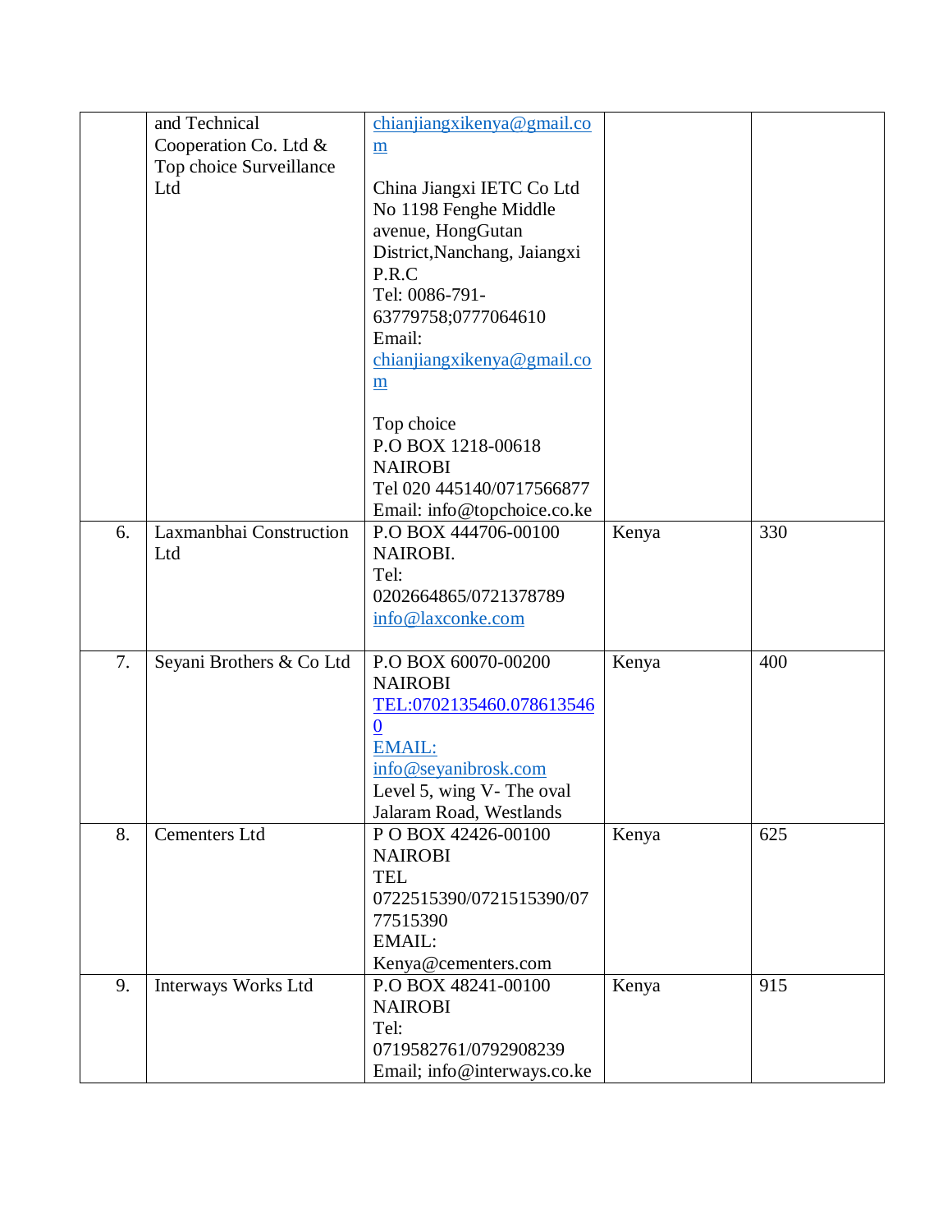| | | | | |
|---|---|---|---|---|
| | and Technical Cooperation Co. Ltd & Top choice Surveillance Ltd | chianjiangxikenya@gmail.com<br><br>China Jiangxi IETC Co Ltd No 1198 Fenghe Middle avenue, HongGutan District,Nanchang, Jaiangxi P.R.C<br>Tel: 0086-791-63779758;0777064610<br>Email: chianjiangxikenya@gmail.com<br><br>Top choice<br>P.O BOX 1218-00618<br>NAIROBI<br>Tel 020 445140/0717566877<br>Email: info@topchoice.co.ke | | |
| 6. | Laxmanbhai Construction Ltd | P.O BOX 444706-00100<br>NAIROBI.<br>Tel:<br>0202664865/0721378789<br>info@laxconke.com | Kenya | 330 |
| 7. | Seyani Brothers & Co Ltd | P.O BOX 60070-00200<br>NAIROBI<br>TEL:0702135460.0786135460<br>EMAIL:<br>info@seyanibrosk.com<br>Level 5, wing V- The oval<br>Jalaram Road, Westlands | Kenya | 400 |
| 8. | Cementers Ltd | P O BOX 42426-00100<br>NAIROBI<br>TEL<br>0722515390/0721515390/0777515390<br>EMAIL:<br>Kenya@cementers.com | Kenya | 625 |
| 9. | Interways Works Ltd | P.O BOX 48241-00100<br>NAIROBI<br>Tel:<br>0719582761/0792908239<br>Email; info@interways.co.ke | Kenya | 915 |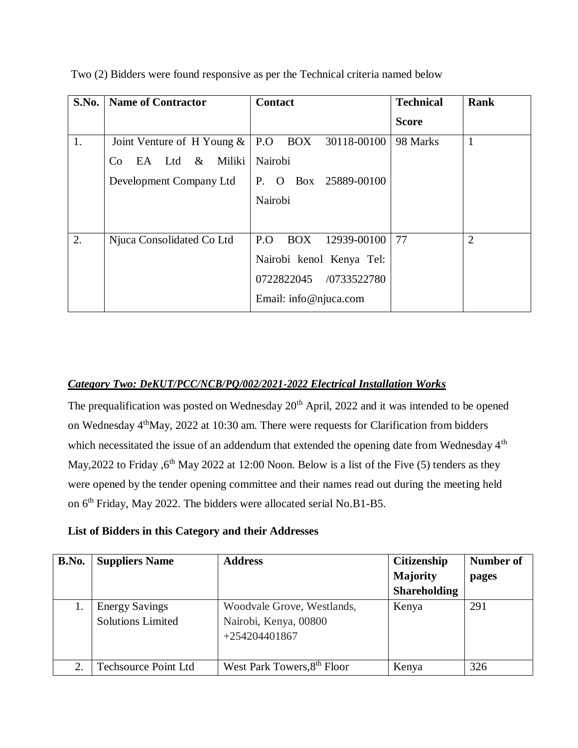Two (2) Bidders were found responsive as per the Technical criteria named below

| S.No. | Name of Contractor | Contact | Technical Score | Rank |
|---|---|---|---|---|
| 1. | Joint Venture of H Young & Co EA Ltd & Miliki Development Company Ltd | P.O BOX 30118-00100 Nairobi P. O Box 25889-00100 Nairobi | 98 Marks | 1 |
| 2. | Njuca Consolidated Co Ltd | P.O BOX 12939-00100 Nairobi kenol Kenya Tel: 0722822045 /0733522780 Email: info@njuca.com | 77 | 2 |

***Category Two: DeKUT/PCC/NCB/PQ/002/2021-2022 Electrical Installation Works***

The prequalification was posted on Wednesday 20th April, 2022 and it was intended to be opened on Wednesday 4thMay, 2022 at 10:30 am. There were requests for Clarification from bidders which necessitated the issue of an addendum that extended the opening date from Wednesday 4th May,2022 to Friday ,6th May 2022 at 12:00 Noon. Below is a list of the Five (5) tenders as they were opened by the tender opening committee and their names read out during the meeting held on 6th Friday, May 2022. The bidders were allocated serial No.B1-B5.

**List of Bidders in this Category and their Addresses**

| B.No. | Suppliers Name | Address | Citizenship Majority Shareholding | Number of pages |
|---|---|---|---|---|
| 1. | Energy Savings Solutions Limited | Woodvale Grove, Westlands, Nairobi, Kenya, 00800 +254204401867 | Kenya | 291 |
| 2. | Techsource Point Ltd | West Park Towers,8th Floor | Kenya | 326 |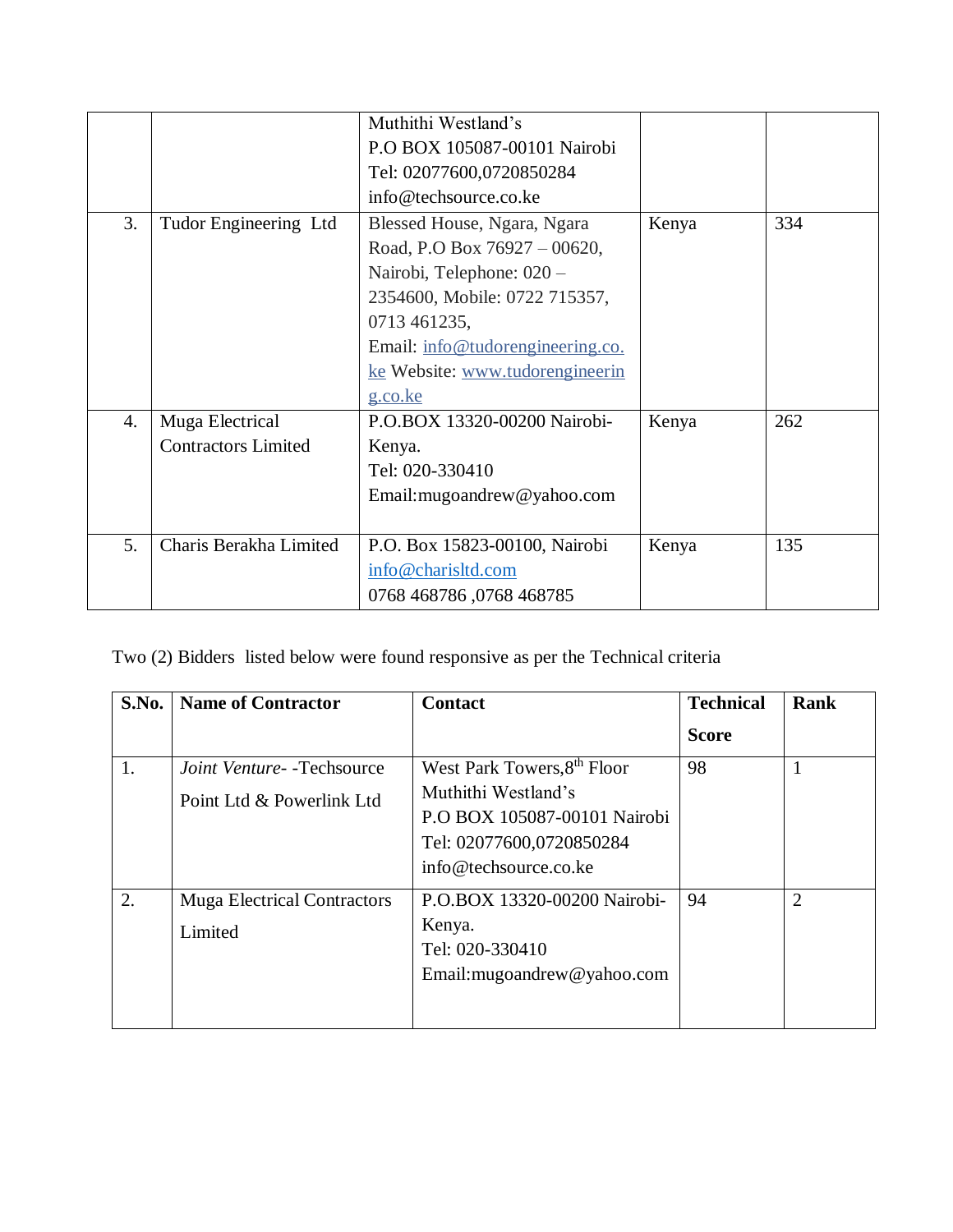|  |  | Muthithi Westland's<br>P.O BOX 105087-00101 Nairobi<br>Tel: 02077600,0720850284<br>info@techsource.co.ke |  |  |
|---|---|---|---|---|
| 3. | Tudor Engineering Ltd | Blessed House, Ngara, Ngara Road, P.O Box 76927 – 00620, Nairobi, Telephone: 020 – 2354600, Mobile: 0722 715357, 0713 461235,<br>Email: info@tudorengineering.co.ke Website: www.tudorengineering.co.ke | Kenya | 334 |
| 4. | Muga Electrical Contractors Limited | P.O.BOX 13320-00200 Nairobi-Kenya.<br>Tel: 020-330410<br>Email:mugoandrew@yahoo.com | Kenya | 262 |
| 5. | Charis Berakha Limited | P.O. Box 15823-00100, Nairobi<br>info@charisltd.com<br>0768 468786 ,0768 468785 | Kenya | 135 |

Two (2) Bidders listed below were found responsive as per the Technical criteria

| S.No. | Name of Contractor | Contact | Technical Score | Rank |
|---|---|---|---|---|
| 1. | *Joint Venture*- -Techsource Point Ltd & Powerlink Ltd | West Park Towers,8th Floor Muthithi Westland's<br>P.O BOX 105087-00101 Nairobi<br>Tel: 02077600,0720850284<br>info@techsource.co.ke | 98 | 1 |
| 2. | Muga Electrical Contractors Limited | P.O.BOX 13320-00200 Nairobi-Kenya.<br>Tel: 020-330410<br>Email:mugoandrew@yahoo.com | 94 | 2 |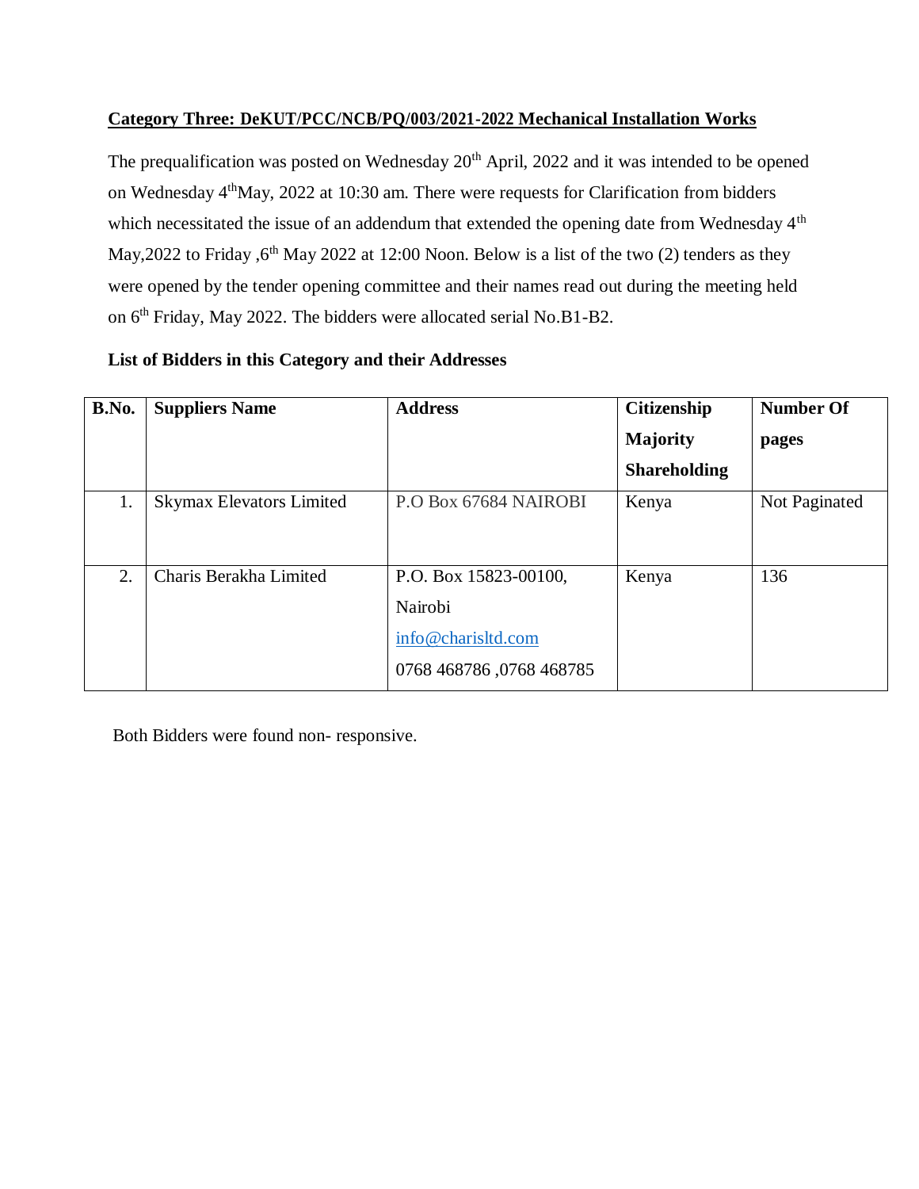**Category Three: DeKUT/PCC/NCB/PQ/003/2021-2022 Mechanical Installation Works**

The prequalification was posted on Wednesday 20th April, 2022 and it was intended to be opened on Wednesday 4thMay, 2022 at 10:30 am. There were requests for Clarification from bidders which necessitated the issue of an addendum that extended the opening date from Wednesday 4th May,2022 to Friday ,6th May 2022 at 12:00 Noon. Below is a list of the two (2) tenders as they were opened by the tender opening committee and their names read out during the meeting held on 6th Friday, May 2022. The bidders were allocated serial No.B1-B2.

**List of Bidders in this Category and their Addresses**

| B.No. | Suppliers Name | Address | Citizenship Majority Shareholding | Number Of pages |
|---|---|---|---|---|
| 1. | Skymax Elevators Limited | P.O Box 67684 NAIROBI | Kenya | Not Paginated |
| 2. | Charis Berakha Limited | P.O. Box 15823-00100, Nairobi info@charisltd.com 0768 468786 ,0768 468785 | Kenya | 136 |

Both Bidders were found non- responsive.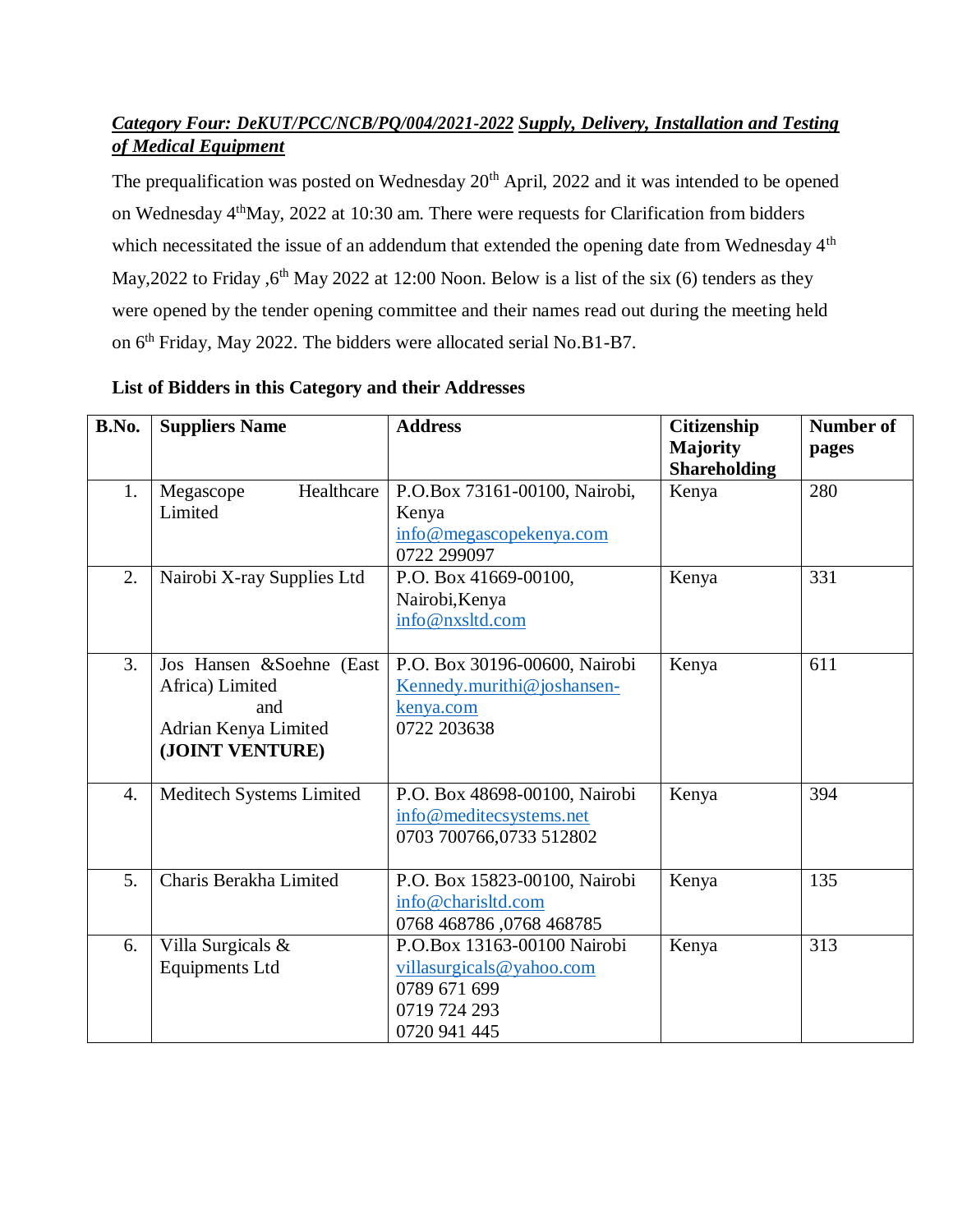***Category Four: DeKUT/PCC/NCB/PQ/004/2021-2022*** ***Supply, Delivery, Installation and Testing of Medical Equipment***

The prequalification was posted on Wednesday 20th April, 2022 and it was intended to be opened on Wednesday 4thMay, 2022 at 10:30 am. There were requests for Clarification from bidders which necessitated the issue of an addendum that extended the opening date from Wednesday 4th May,2022 to Friday ,6th May 2022 at 12:00 Noon. Below is a list of the six (6) tenders as they were opened by the tender opening committee and their names read out during the meeting held on 6th Friday, May 2022. The bidders were allocated serial No.B1-B7.

**List of Bidders in this Category and their Addresses**

| B.No. | Suppliers Name | Address | Citizenship Majority Shareholding | Number of pages |
|---|---|---|---|---|
| 1. | Megascope Healthcare Limited | P.O.Box 73161-00100, Nairobi, Kenya<br>info@megascopekenya.com<br>0722 299097 | Kenya | 280 |
| 2. | Nairobi X-ray Supplies Ltd | P.O. Box 41669-00100, Nairobi,Kenya<br>info@nxsltd.com | Kenya | 331 |
| 3. | Jos Hansen &Soehne (East Africa) Limited<br>and<br>Adrian Kenya Limited<br>**(JOINT VENTURE)** | P.O. Box 30196-00600, Nairobi<br>Kennedy.murithi@joshansen-kenya.com<br>0722 203638 | Kenya | 611 |
| 4. | Meditech Systems Limited | P.O. Box 48698-00100, Nairobi<br>info@meditecsystems.net<br>0703 700766,0733 512802 | Kenya | 394 |
| 5. | Charis Berakha Limited | P.O. Box 15823-00100, Nairobi<br>info@charisltd.com<br>0768 468786 ,0768 468785 | Kenya | 135 |
| 6. | Villa Surgicals & Equipments Ltd | P.O.Box 13163-00100 Nairobi<br>villasurgicals@yahoo.com<br>0789 671 699<br>0719 724 293<br>0720 941 445 | Kenya | 313 |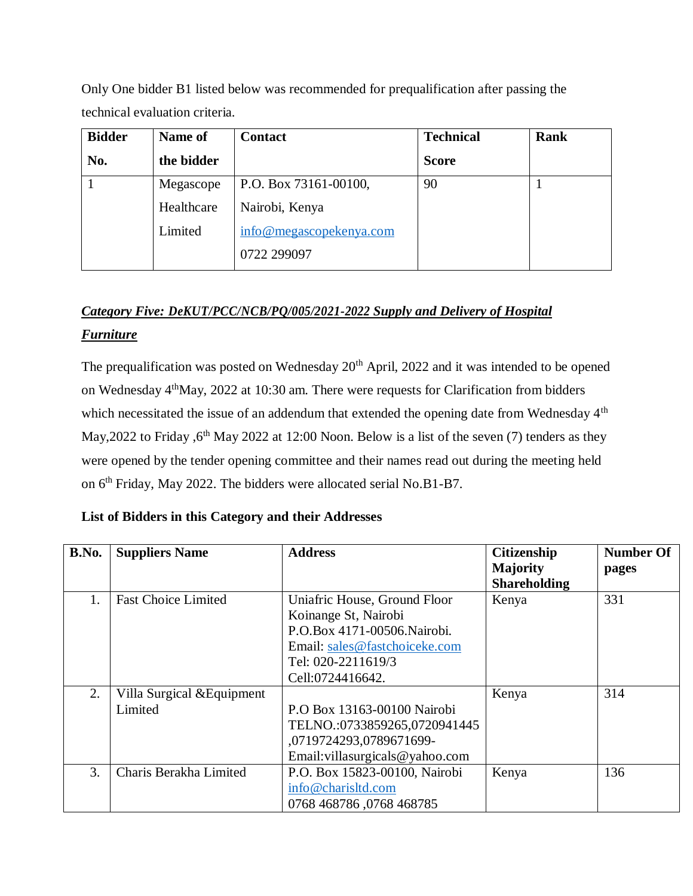Only One bidder B1 listed below was recommended for prequalification after passing the technical evaluation criteria.

| Bidder No. | Name of the bidder | Contact | Technical Score | Rank |
|---|---|---|---|---|
| 1 | Megascope Healthcare Limited | P.O. Box 73161-00100, Nairobi, Kenya info@megascopekenya.com 0722 299097 | 90 | 1 |

***Category Five: DeKUT/PCC/NCB/PQ/005/2021-2022 Supply and Delivery of Hospital Furniture***

The prequalification was posted on Wednesday 20th April, 2022 and it was intended to be opened on Wednesday 4thMay, 2022 at 10:30 am. There were requests for Clarification from bidders which necessitated the issue of an addendum that extended the opening date from Wednesday 4th May,2022 to Friday ,6th May 2022 at 12:00 Noon. Below is a list of the seven (7) tenders as they were opened by the tender opening committee and their names read out during the meeting held on 6th Friday, May 2022. The bidders were allocated serial No.B1-B7.

**List of Bidders in this Category and their Addresses**

| B.No. | Suppliers Name | Address | Citizenship Majority Shareholding | Number Of pages |
|---|---|---|---|---|
| 1. | Fast Choice Limited | Uniafric House, Ground Floor Koinange St, Nairobi P.O.Box 4171-00506.Nairobi. Email: sales@fastchoiceke.com Tel: 020-2211619/3 Cell:0724416642. | Kenya | 331 |
| 2. | Villa Surgical &Equipment Limited | P.O Box 13163-00100 Nairobi TELNO.:0733859265,0720941445 ,0719724293,0789671699- Email:villasurgicals@yahoo.com | Kenya | 314 |
| 3. | Charis Berakha Limited | P.O. Box 15823-00100, Nairobi info@charisltd.com 0768 468786 ,0768 468785 | Kenya | 136 |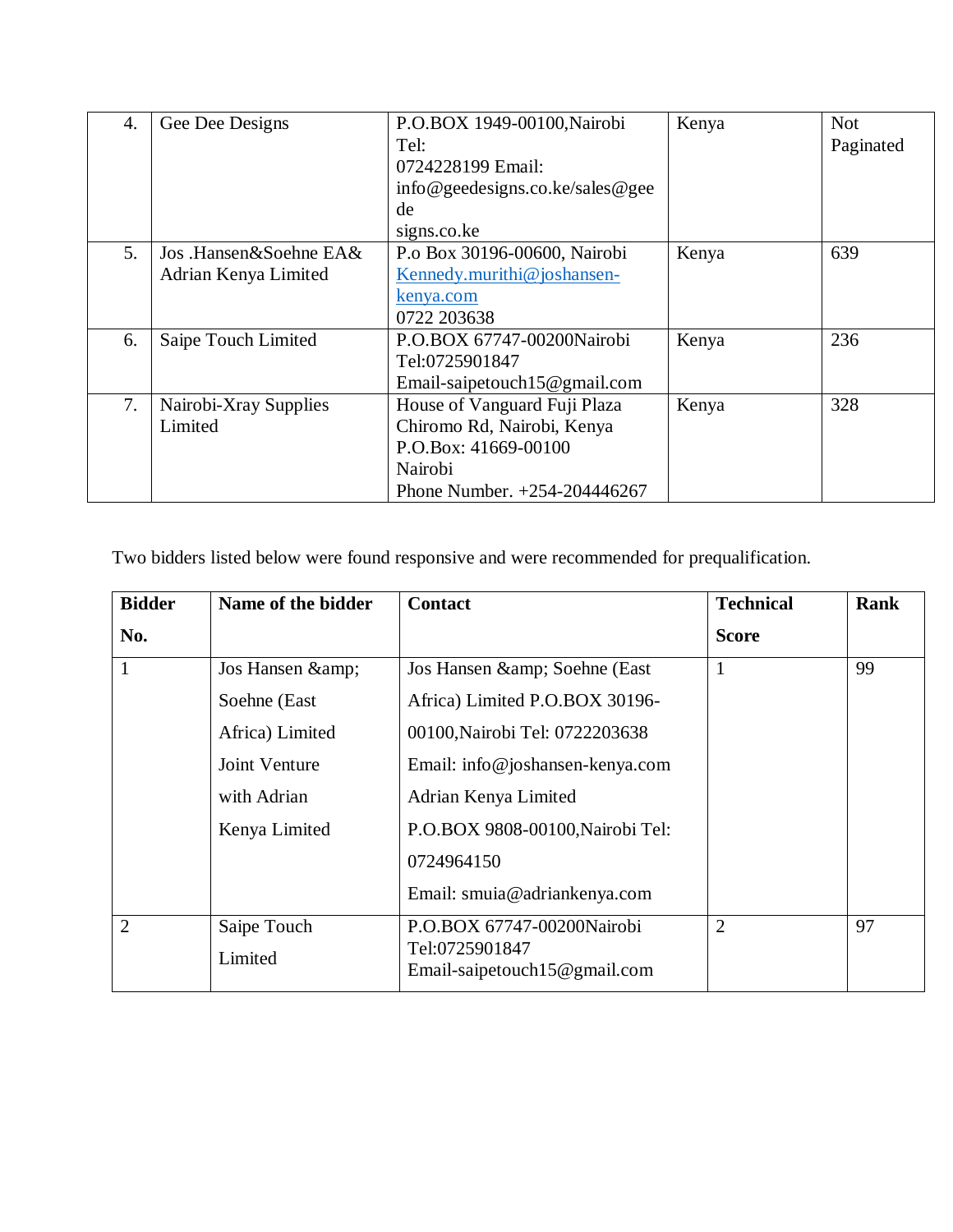| | | | | |
|---|---|---|---|---|
| 4. | Gee Dee Designs | P.O.BOX 1949-00100,Nairobi Tel: 0724228199 Email: info@geedesigns.co.ke/sales@geede signs.co.ke | Kenya | Not Paginated |
| 5. | Jos .Hansen&Soehne EA& Adrian Kenya Limited | P.o Box 30196-00600, Nairobi Kennedy.murithi@joshansen-kenya.com 0722 203638 | Kenya | 639 |
| 6. | Saipe Touch Limited | P.O.BOX 67747-00200Nairobi Tel:0725901847 Email-saipetouch15@gmail.com | Kenya | 236 |
| 7. | Nairobi-Xray Supplies Limited | House of Vanguard Fuji Plaza Chiromo Rd, Nairobi, Kenya P.O.Box: 41669-00100 Nairobi Phone Number. +254-204446267 | Kenya | 328 |

Two bidders listed below were found responsive and were recommended for prequalification.

| Bidder No. | Name of the bidder | Contact | Technical Score | Rank |
|---|---|---|---|---|
| 1 | Jos Hansen &amp; Soehne (East Africa) Limited Joint Venture with Adrian Kenya Limited | Jos Hansen &amp; Soehne (East Africa) Limited P.O.BOX 30196-00100,Nairobi Tel: 0722203638 Email: info@joshansen-kenya.com Adrian Kenya Limited P.O.BOX 9808-00100,Nairobi Tel: 0724964150 Email: smuia@adriankenya.com | 1 | 99 |
| 2 | Saipe Touch Limited | P.O.BOX 67747-00200Nairobi Tel:0725901847 Email-saipetouch15@gmail.com | 2 | 97 |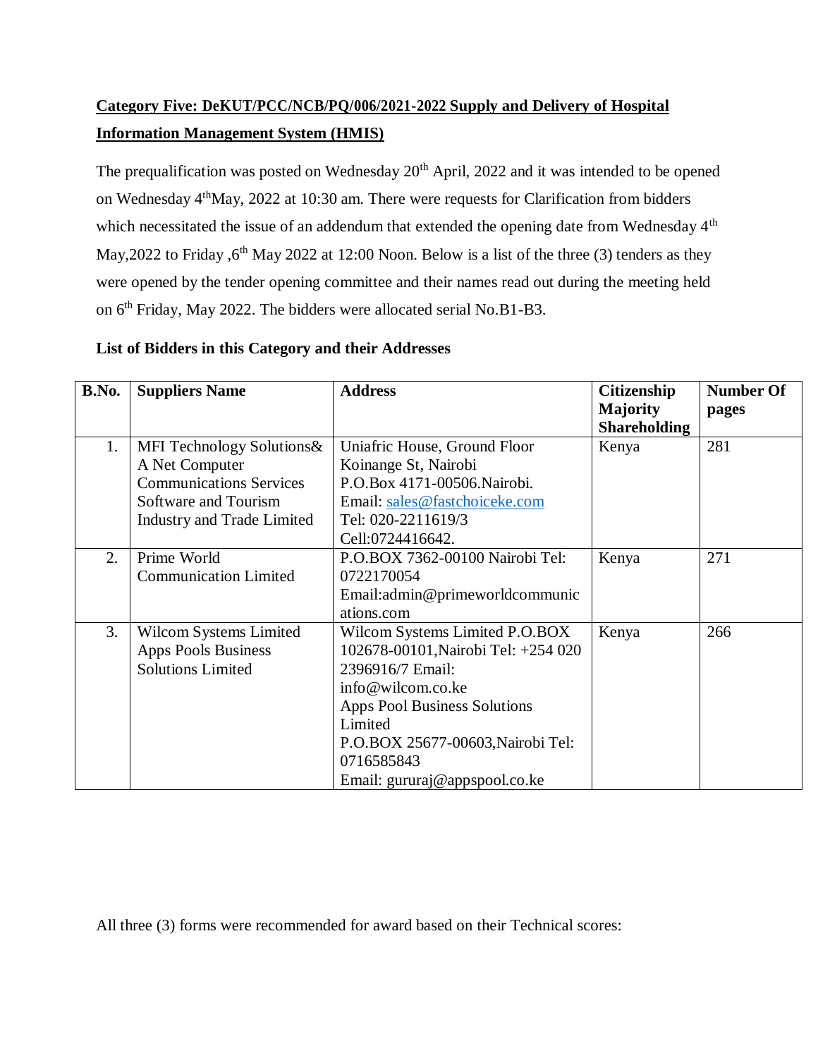**Category Five: DeKUT/PCC/NCB/PQ/006/2021-2022 Supply and Delivery of Hospital Information Management System (HMIS)**

The prequalification was posted on Wednesday 20th April, 2022 and it was intended to be opened on Wednesday 4thMay, 2022 at 10:30 am. There were requests for Clarification from bidders which necessitated the issue of an addendum that extended the opening date from Wednesday 4th May,2022 to Friday ,6th May 2022 at 12:00 Noon. Below is a list of the three (3) tenders as they were opened by the tender opening committee and their names read out during the meeting held on 6th Friday, May 2022. The bidders were allocated serial No.B1-B3.

**List of Bidders in this Category and their Addresses**

| B.No. | Suppliers Name | Address | Citizenship Majority Shareholding | Number Of pages |
|---|---|---|---|---|
| 1. | MFI Technology Solutions& A Net Computer Communications Services Software and Tourism Industry and Trade Limited | Uniafric House, Ground Floor Koinange St, Nairobi P.O.Box 4171-00506.Nairobi. Email: sales@fastchoiceke.com Tel: 020-2211619/3 Cell:0724416642. | Kenya | 281 |
| 2. | Prime World Communication Limited | P.O.BOX 7362-00100 Nairobi Tel: 0722170054 Email:admin@primeworldcommunications.com | Kenya | 271 |
| 3. | Wilcom Systems Limited Apps Pools Business Solutions Limited | Wilcom Systems Limited P.O.BOX 102678-00101,Nairobi Tel: +254 020 2396916/7 Email: info@wilcom.co.ke Apps Pool Business Solutions Limited P.O.BOX 25677-00603,Nairobi Tel: 0716585843 Email: gururaj@appspool.co.ke | Kenya | 266 |

All three (3) forms were recommended for award based on their Technical scores: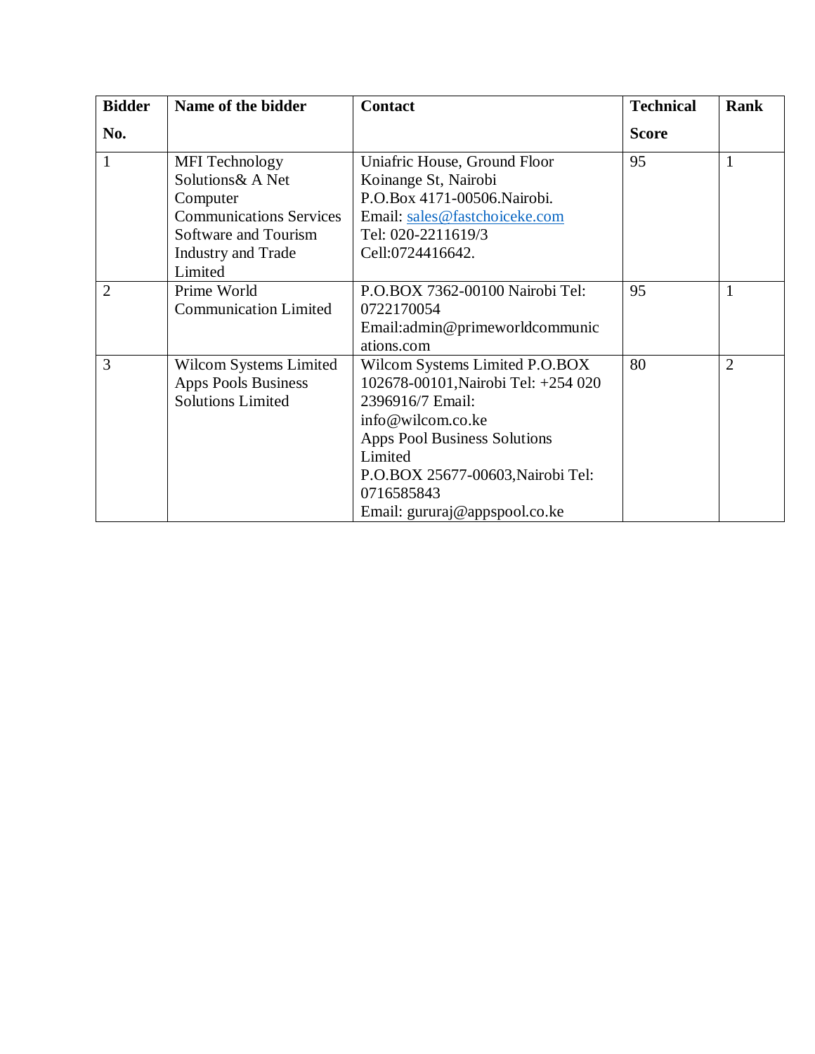| Bidder No. | Name of the bidder | Contact | Technical Score | Rank |
|---|---|---|---|---|
| 1 | MFI Technology Solutions& A Net Computer Communications Services Software and Tourism Industry and Trade Limited | Uniafric House, Ground Floor Koinange St, Nairobi P.O.Box 4171-00506.Nairobi. Email: sales@fastchoiceke.com Tel: 020-2211619/3 Cell:0724416642. | 95 | 1 |
| 2 | Prime World Communication Limited | P.O.BOX 7362-00100 Nairobi Tel: 0722170054 Email:admin@primeworldcommunications.com | 95 | 1 |
| 3 | Wilcom Systems Limited Apps Pools Business Solutions Limited | Wilcom Systems Limited P.O.BOX 102678-00101,Nairobi Tel: +254 020 2396916/7 Email: info@wilcom.co.ke Apps Pool Business Solutions Limited P.O.BOX 25677-00603,Nairobi Tel: 0716585843 Email: gururaj@appspool.co.ke | 80 | 2 |